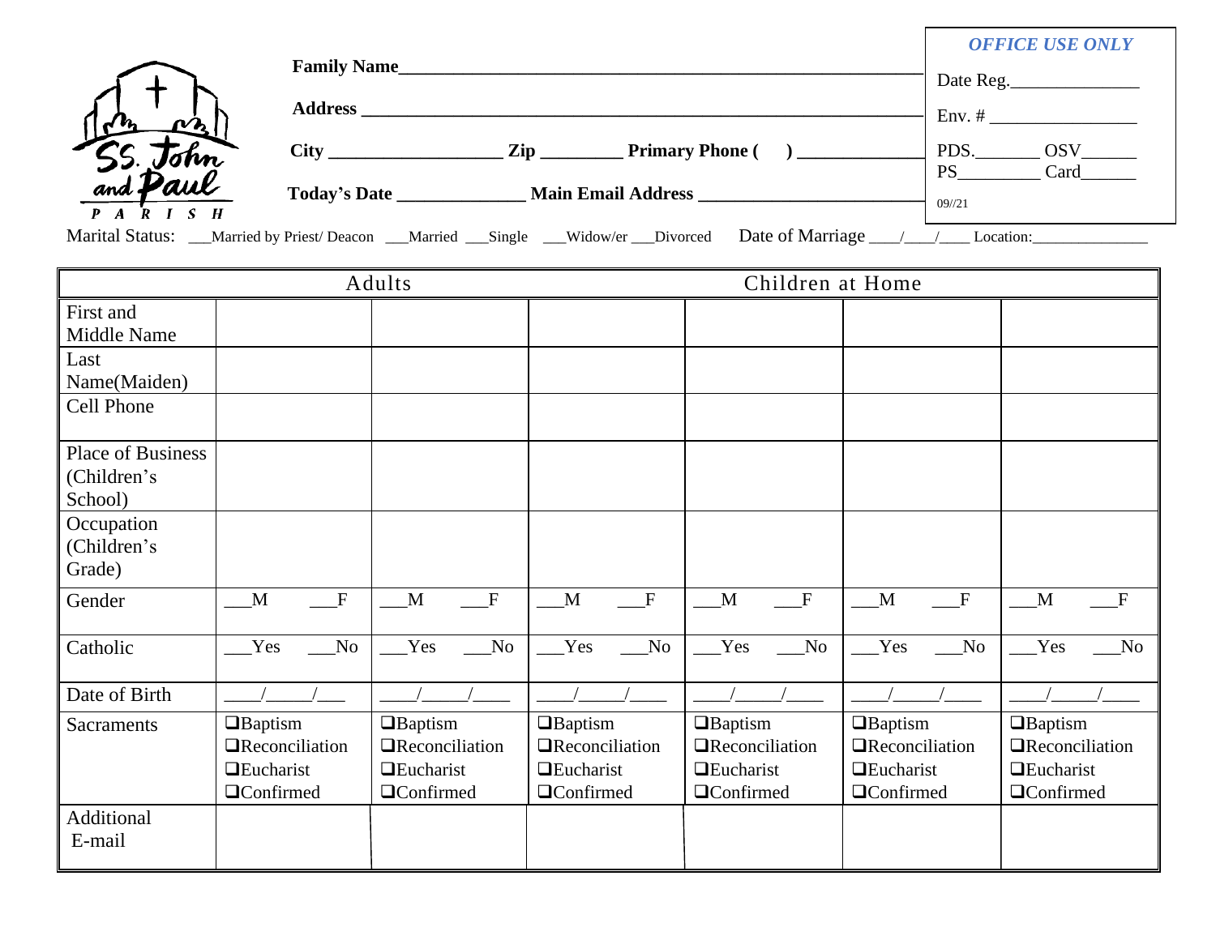SS. John and Paul PARISH

**Family Name**\_\_\_\_\_\_\_\_\_\_\_\_\_\_\_\_\_\_\_\_\_\_\_\_\_\_\_\_\_\_\_\_\_\_\_\_\_\_\_\_\_\_\_\_\_\_\_\_\_\_\_\_\_\_\_\_

**Address** \_\_\_\_\_\_\_\_\_\_\_\_\_\_\_\_\_\_\_\_\_\_\_\_\_\_\_\_\_\_\_\_\_\_\_\_\_\_\_\_\_\_\_\_\_\_\_\_\_\_\_\_\_\_\_\_\_\_\_\_

**City** \_\_\_\_\_\_\_\_\_\_\_\_\_\_\_\_\_\_\_\_ **Zip** \_\_\_\_\_\_\_\_\_ **Primary Phone (    )** \_\_\_\_\_\_\_\_\_\_\_\_\_\_

**Today's Date** \_\_\_\_\_\_\_\_\_\_\_\_\_\_ **Main Email Address** \_\_\_\_\_\_\_\_\_\_\_\_\_\_\_\_\_\_\_\_\_\_\_\_\_

| *OFFICE USE ONLY* | |
|---|---|
| Date Reg.\_\_\_\_\_\_\_\_\_\_\_\_\_\_ | |
| Env. # \_\_\_\_\_\_\_\_\_\_\_\_\_\_\_\_ | |
| PDS.\_\_\_\_\_\_\_ | OSV\_\_\_\_\_\_ |
| PS\_\_\_\_\_\_\_\_\_ | Card\_\_\_\_\_\_ |
| 09//21 | |

Marital Status: \_\_\_Married by Priest/ Deacon \_\_\_Married \_\_\_Single \_\_\_Widow/er \_\_\_Divorced    Date of Marriage \_\_\_\_/\_\_\_\_/\_\_\_\_ Location:\_\_\_\_\_\_\_\_\_\_\_\_\_\_

| | Adults | | Children at Home | | | |
|---|---|---|---|---|---|---|
| First and Middle Name | | | | | | |
| Last Name(Maiden) | | | | | | |
| Cell Phone | | | | | | |
| Place of Business (Children's School) | | | | | | |
| Occupation (Children's Grade) | | | | | | |
| Gender | \_\_\_M \_\_\_F | \_\_\_M \_\_\_F | \_\_\_M \_\_\_F | \_\_\_M \_\_\_F | \_\_\_M \_\_\_F | \_\_\_M \_\_\_F |
| Catholic | \_\_\_Yes \_\_\_No | \_\_\_Yes \_\_\_No | \_\_\_Yes \_\_\_No | \_\_\_Yes \_\_\_No | \_\_\_Yes \_\_\_No | \_\_\_Yes \_\_\_No |
| Date of Birth | \_\_\_\_/\_\_\_\_\_/\_\_\_ | \_\_\_\_/\_\_\_\_\_/\_\_\_\_ | \_\_\_\_/\_\_\_\_\_/\_\_\_\_ | \_\_\_\_/\_\_\_\_\_/\_\_\_\_ | \_\_\_\_/\_\_\_\_\_/\_\_\_\_ | \_\_\_\_/\_\_\_\_\_/\_\_\_\_ |
| Sacraments | ❑Baptism ❑Reconciliation ❑Eucharist ❑Confirmed | ❑Baptism ❑Reconciliation ❑Eucharist ❑Confirmed | ❑Baptism ❑Reconciliation ❑Eucharist ❑Confirmed | ❑Baptism ❑Reconciliation ❑Eucharist ❑Confirmed | ❑Baptism ❑Reconciliation ❑Eucharist ❑Confirmed | ❑Baptism ❑Reconciliation ❑Eucharist ❑Confirmed |
| Additional E-mail | | | | | | |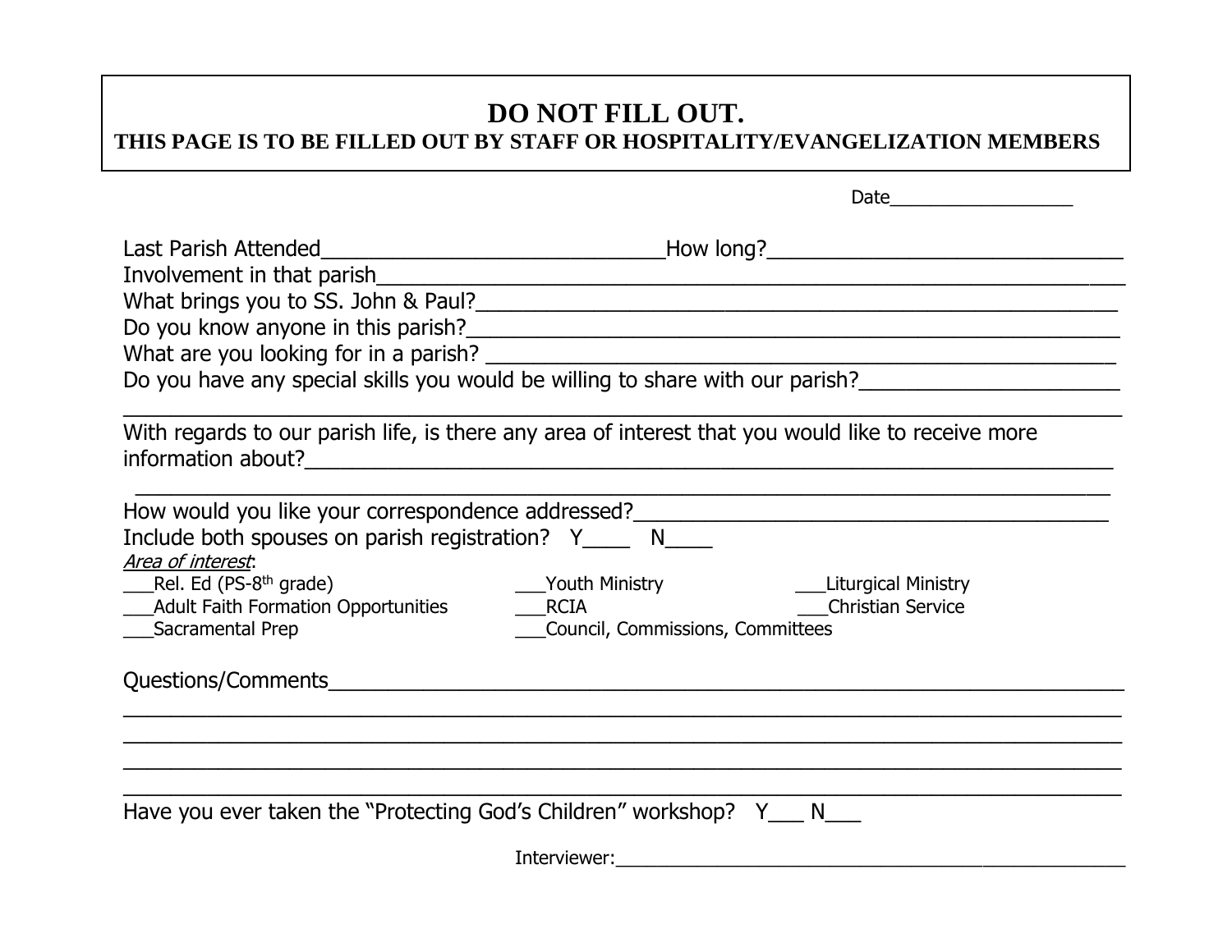# DO NOT FILL OUT.

**THIS PAGE IS TO BE FILLED OUT BY STAFF OR HOSPITALITY/EVANGELIZATION MEMBERS**

Date__________________

Last Parish Attended______________________________How long?_______________________________

Involvement in that parish_________________________________________________________________

What brings you to SS. John & Paul?________________________________________________________

Do you know anyone in this parish?_________________________________________________________

What are you looking for in a parish? _______________________________________________________

Do you have any special skills you would be willing to share with our parish?_______________________

___________________________________________________________________________________

With regards to our parish life, is there any area of interest that you would like to receive more information about?_______________________________________________________________________

___________________________________________________________________________________

How would you like your correspondence addressed?__________________________________________

Include both spouses on parish registration? Y____ N____

*Area of interest*:

| | | |
|---|---|---|
| ___Rel. Ed (PS-8th grade) | ___Youth Ministry | ___Liturgical Ministry |
| ___Adult Faith Formation Opportunities | ___RCIA | ___Christian Service |
| ___Sacramental Prep | ___Council, Commissions, Committees | |

Questions/Comments_____________________________________________________________________

___________________________________________________________________________________

___________________________________________________________________________________

___________________________________________________________________________________

___________________________________________________________________________________

Have you ever taken the "Protecting God's Children" workshop? Y___ N___

Interviewer:___________________________________________________